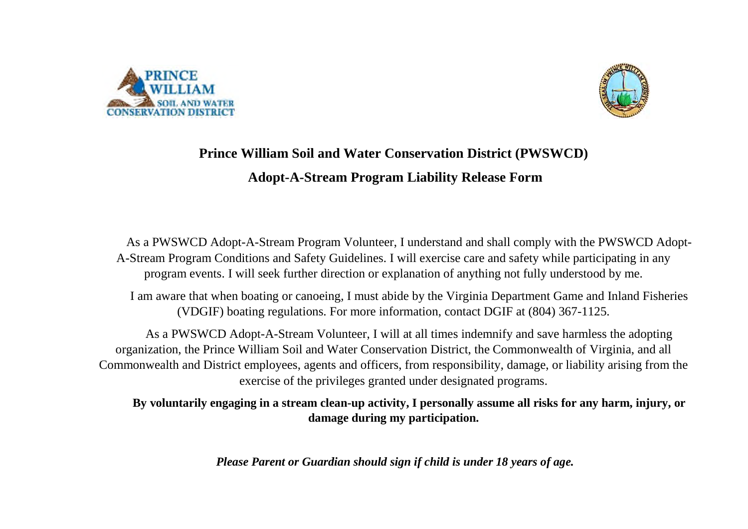# Prince William Soil and Water Conservation District (PWSWCD)

## Adopt-A-Stream Program Liability Release Form

As a PWSWCD Adopt-A-Stream Program Volunteer, I understand and shall comply with the PWSWCD Adopt-A-Stream Program Conditions and Safety Guidelines. I will exercise care and safety while participating in any program events. I will seek further direction or explanation of anything not fully understood by me.

I am aware that when boating or canoeing, I must abide by the Virginia Department Game and Inland Fisheries (VDGIF) boating regulations. For more information, contact DGIF at (804) 367-1125.

As a PWSWCD Adopt-A-Stream Volunteer, I will at all times indemnify and save harmless the adopting organization, the Prince William Soil and Water Conservation District, the Commonwealth of Virginia, and all Commonwealth and District employees, agents and officers, from responsibility, damage, or liability arising from the exercise of the privileges granted under designated programs.

**By voluntarily engaging in a stream clean-up activity, I personally assume all risks for any harm, injury, or damage during my participation.**

***Please Parent or Guardian should sign if child is under 18 years of age.***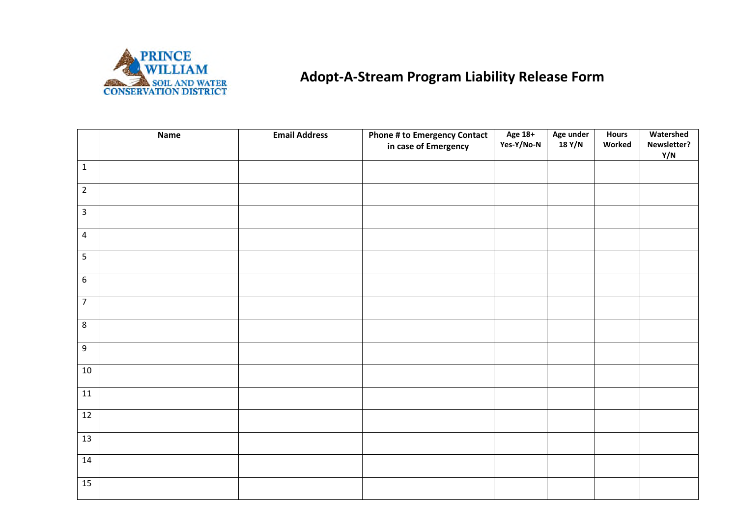PRINCE WILLIAM SOIL AND WATER CONSERVATION DISTRICT

# Adopt-A-Stream Program Liability Release Form

| | Name | Email Address | Phone # to Emergency Contact in case of Emergency | Age 18+ Yes-Y/No-N | Age under 18 Y/N | Hours Worked | Watershed Newsletter? Y/N |
|---|---|---|---|---|---|---|---|
| 1 | | | | | | | |
| 2 | | | | | | | |
| 3 | | | | | | | |
| 4 | | | | | | | |
| 5 | | | | | | | |
| 6 | | | | | | | |
| 7 | | | | | | | |
| 8 | | | | | | | |
| 9 | | | | | | | |
| 10 | | | | | | | |
| 11 | | | | | | | |
| 12 | | | | | | | |
| 13 | | | | | | | |
| 14 | | | | | | | |
| 15 | | | | | | | |